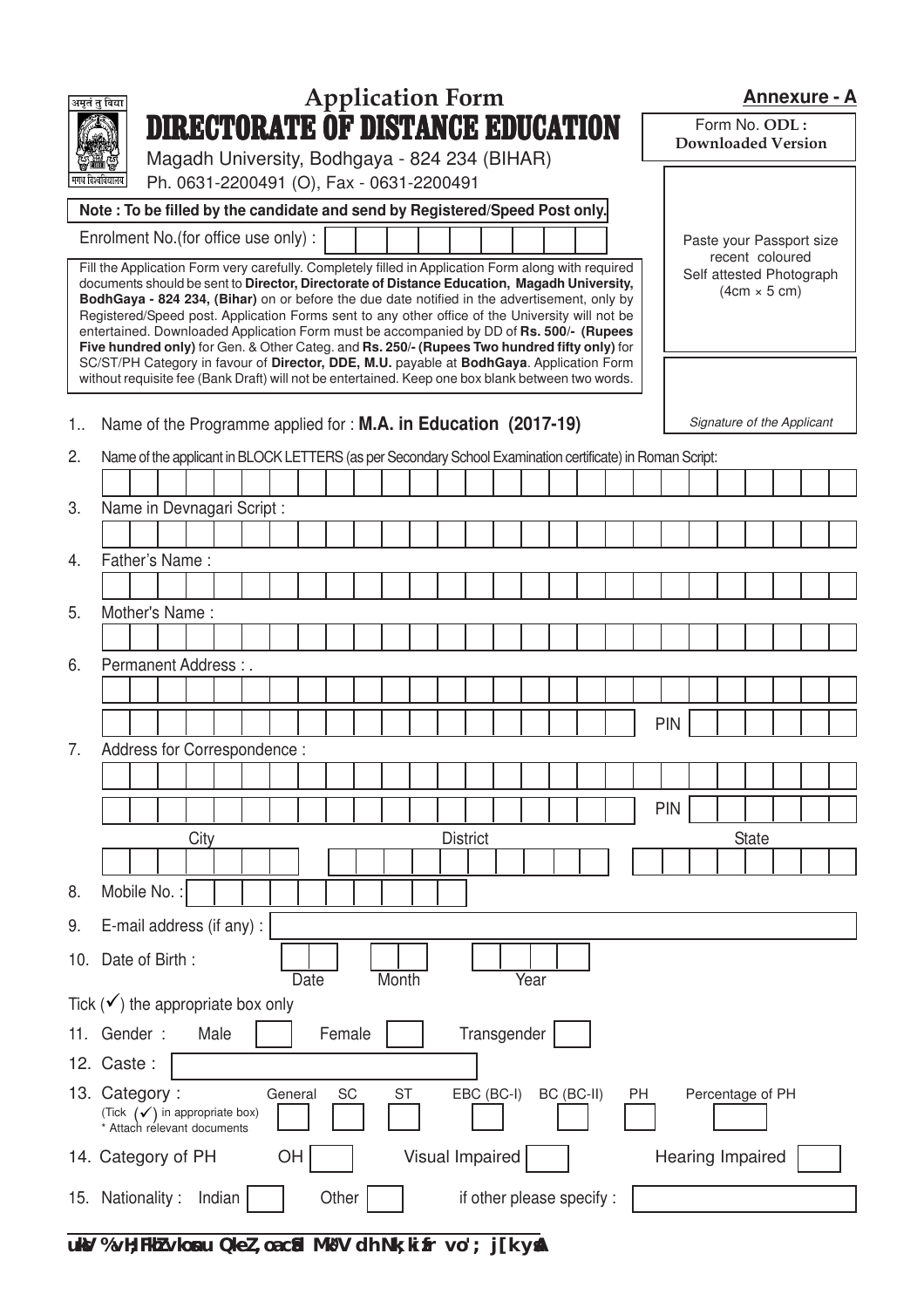अमृतं तु विद्या

मगध विश्वविद्यालय

# Application Form

# DIRECTORATE OF DISTANCE EDUCATION

Magadh University, Bodhgaya - 824 234 (BIHAR)

Ph. 0631-2200491 (O), Fax - 0631-2200491

**Annexure - A**

Form No. **ODL : Downloaded Version**

Paste your Passport size recent coloured Self attested Photograph (4cm × 5 cm)

*Signature of the Applicant*

**Note : To be filled by the candidate and send by Registered/Speed Post only.**

Enrolment No.(for office use only) :

Fill the Application Form very carefully. Completely filled in Application Form along with required documents should be sent to **Director, Directorate of Distance Education, Magadh University, BodhGaya - 824 234, (Bihar)** on or before the due date notified in the advertisement, only by Registered/Speed post. Application Forms sent to any other office of the University will not be entertained. Downloaded Application Form must be accompanied by DD of **Rs. 500/- (Rupees Five hundred only)** for Gen. & Other Categ. and **Rs. 250/- (Rupees Two hundred fifty only)** for SC/ST/PH Category in favour of **Director, DDE, M.U.** payable at **BodhGaya**. Application Form without requisite fee (Bank Draft) will not be entertained. Keep one box blank between two words.

1.. Name of the Programme applied for : **M.A. in Education (2017-19)**

2. Name of the applicant in BLOCK LETTERS (as per Secondary School Examination certificate) in Roman Script:

3. Name in Devnagari Script :

4. Father's Name :

5. Mother's Name :

6. Permanent Address : .

PIN

7. Address for Correspondence :

PIN

City | District | State

8. Mobile No. :

9. E-mail address (if any) :

10. Date of Birth : Date Month Year

Tick (✓) the appropriate box only

11. Gender : Male ☐ Female ☐ Transgender ☐

12. Caste :

13. Category : (Tick (✓) in appropriate box) * Attach relevant documents
General ☐ SC ☐ ST ☐ EBC (BC-I) ☐ BC (BC-II) ☐ PH ☐ Percentage of PH ☐

14. Category of PH OH ☐ Visual Impaired ☐ Hearing Impaired ☐

15. Nationality : Indian ☐ Other ☐ if other please specify :

uksV %vH;FkhZ vkosnu QkeZ, oa cSad MªkWV dh Nk;kizfr vo'; j[ksaA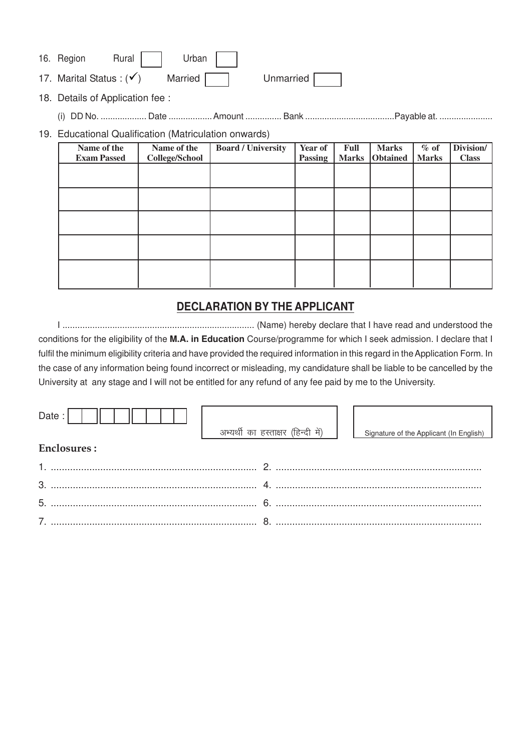16. Region Rural ☐ Urban ☐

17. Marital Status : (✓) Married ☐ Unmarried ☐

18. Details of Application fee :

(i) DD No. .................. Date ................. Amount .............. Bank ....................................Payable at. ......................

19. Educational Qualification (Matriculation onwards)

| Name of the Exam Passed | Name of the College/School | Board / University | Year of Passing | Full Marks | Marks Obtained | % of Marks | Division/ Class |
|---|---|---|---|---|---|---|---|
| | | | | | | | |
| | | | | | | | |
| | | | | | | | |
| | | | | | | | |
| | | | | | | | |

## DECLARATION BY THE APPLICANT

I ........................................................................... (Name) hereby declare that I have read and understood the conditions for the eligibility of the **M.A. in Education** Course/programme for which I seek admission. I declare that I fulfil the minimum eligibility criteria and have provided the required information in this regard in the Application Form. In the case of any information being found incorrect or misleading, my candidature shall be liable to be cancelled by the University at any stage and I will not be entitled for any refund of any fee paid by me to the University.

Date : ☐☐ ☐☐ ☐☐☐☐

अभ्यर्थी का हस्ताक्षर (हिन्दी में)

Signature of the Applicant (In English)

**Enclosures :**

1. ..........................................................................
2. ..........................................................................
3. ..........................................................................
4. ..........................................................................
5. ..........................................................................
6. ..........................................................................
7. ..........................................................................
8. ..........................................................................